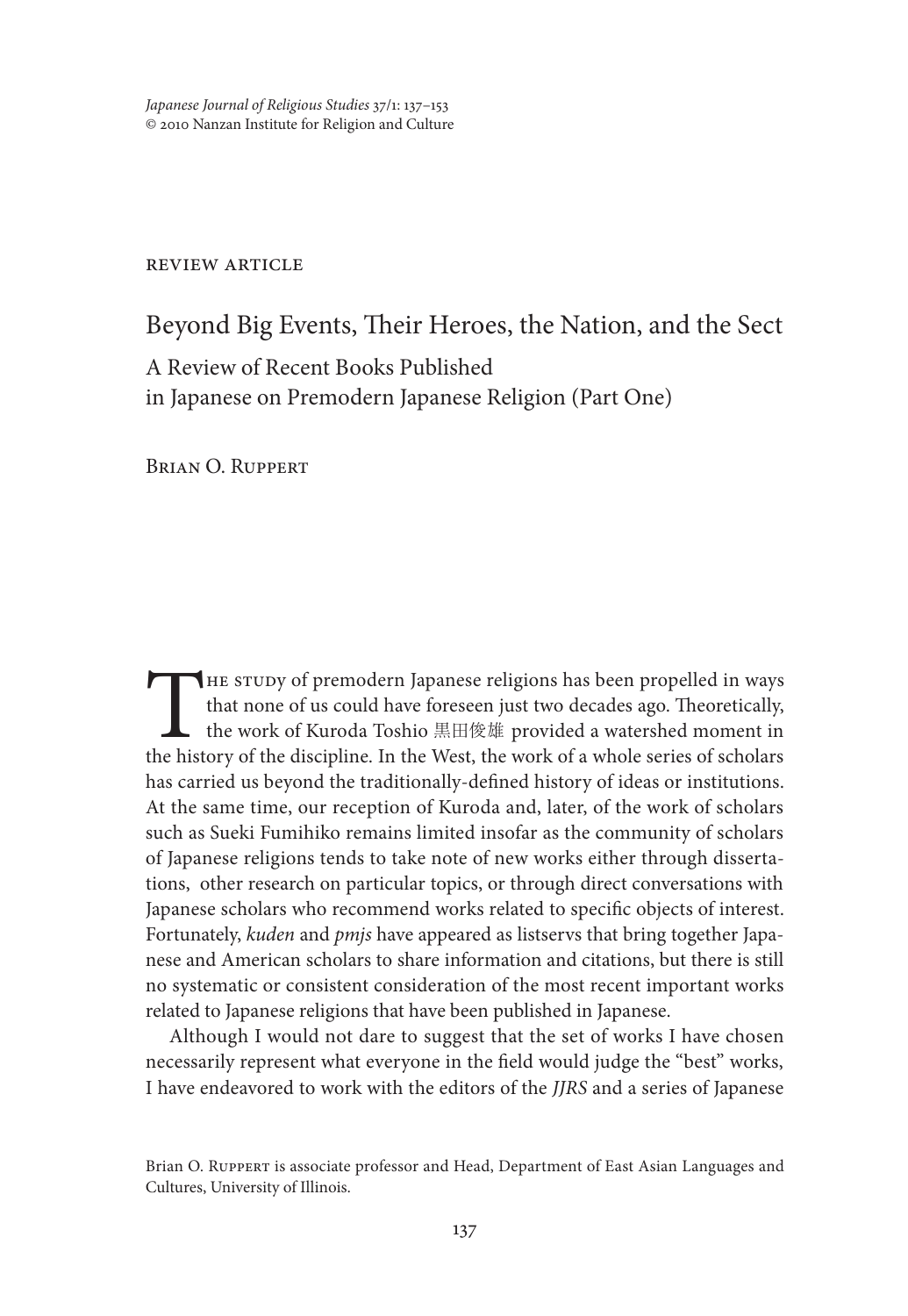review article

# Beyond Big Events, Their Heroes, the Nation, and the Sect

## A Review of Recent Books Published in Japanese on Premodern Japanese Religion (Part One)

Brian O. Ruppert

The study of premodern Japanese religions has been propelled in ways that none of us could have foreseen just two decades ago. Theoretically, the work of Kuroda Toshio 黒田俊雄 provided a watershed moment in the history of the discipline. In the West, the work of a whole series of scholars has carried us beyond the traditionally-defined history of ideas or institutions. At the same time, our reception of Kuroda and, later, of the work of scholars such as Sueki Fumihiko remains limited insofar as the community of scholars of Japanese religions tends to take note of new works either through dissertations, other research on particular topics, or through direct conversations with Japanese scholars who recommend works related to specific objects of interest. Fortunately, *kuden* and *pmjs* have appeared as listservs that bring together Japanese and American scholars to share information and citations, but there is still no systematic or consistent consideration of the most recent important works related to Japanese religions that have been published in Japanese.

Although I would not dare to suggest that the set of works I have chosen necessarily represent what everyone in the field would judge the "best" works, I have endeavored to work with the editors of the *JJRS* and a series of Japanese

Brian O. Ruppert is associate professor and Head, Department of East Asian Languages and Cultures, University of Illinois.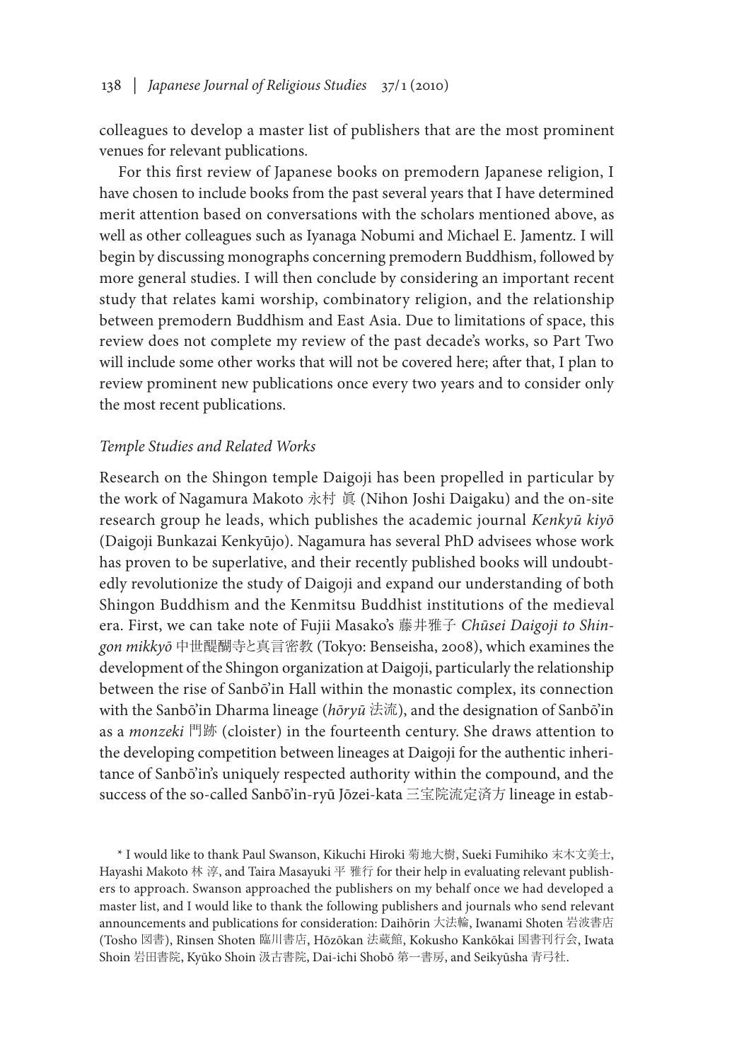colleagues to develop a master list of publishers that are the most prominent venues for relevant publications.

For this first review of Japanese books on premodern Japanese religion, I have chosen to include books from the past several years that I have determined merit attention based on conversations with the scholars mentioned above, as well as other colleagues such as Iyanaga Nobumi and Michael E. Jamentz. I will begin by discussing monographs concerning premodern Buddhism, followed by more general studies. I will then conclude by considering an important recent study that relates kami worship, combinatory religion, and the relationship between premodern Buddhism and East Asia. Due to limitations of space, this review does not complete my review of the past decade's works, so Part Two will include some other works that will not be covered here; after that, I plan to review prominent new publications once every two years and to consider only the most recent publications.

*Temple Studies and Related Works*

Research on the Shingon temple Daigoji has been propelled in particular by the work of Nagamura Makoto 永村 眞 (Nihon Joshi Daigaku) and the on-site research group he leads, which publishes the academic journal *Kenkyū kiyō* (Daigoji Bunkazai Kenkyūjo). Nagamura has several PhD advisees whose work has proven to be superlative, and their recently published books will undoubtedly revolutionize the study of Daigoji and expand our understanding of both Shingon Buddhism and the Kenmitsu Buddhist institutions of the medieval era. First, we can take note of Fujii Masako's 藤井雅子 *Chūsei Daigoji to Shingon mikkyō* 中世醍醐寺と真言密教 (Tokyo: Benseisha, 2008), which examines the development of the Shingon organization at Daigoji, particularly the relationship between the rise of Sanbō'in Hall within the monastic complex, its connection with the Sanbō'in Dharma lineage (*hōryū* 法流), and the designation of Sanbō'in as a *monzeki* 門跡 (cloister) in the fourteenth century. She draws attention to the developing competition between lineages at Daigoji for the authentic inheritance of Sanbō'in's uniquely respected authority within the compound, and the success of the so-called Sanbō'in-ryū Jōzei-kata 三宝院流定済方 lineage in estab-

\* I would like to thank Paul Swanson, Kikuchi Hiroki 菊地大樹, Sueki Fumihiko 末木文美士, Hayashi Makoto 林 淳, and Taira Masayuki 平 雅行 for their help in evaluating relevant publishers to approach. Swanson approached the publishers on my behalf once we had developed a master list, and I would like to thank the following publishers and journals who send relevant announcements and publications for consideration: Daihōrin 大法輪, Iwanami Shoten 岩波書店 (Tosho 図書), Rinsen Shoten 臨川書店, Hōzōkan 法蔵館, Kokusho Kankōkai 国書刊行会, Iwata Shoin 岩田書院, Kyūko Shoin 汲古書院, Dai-ichi Shobō 第一書房, and Seikyūsha 青弓社.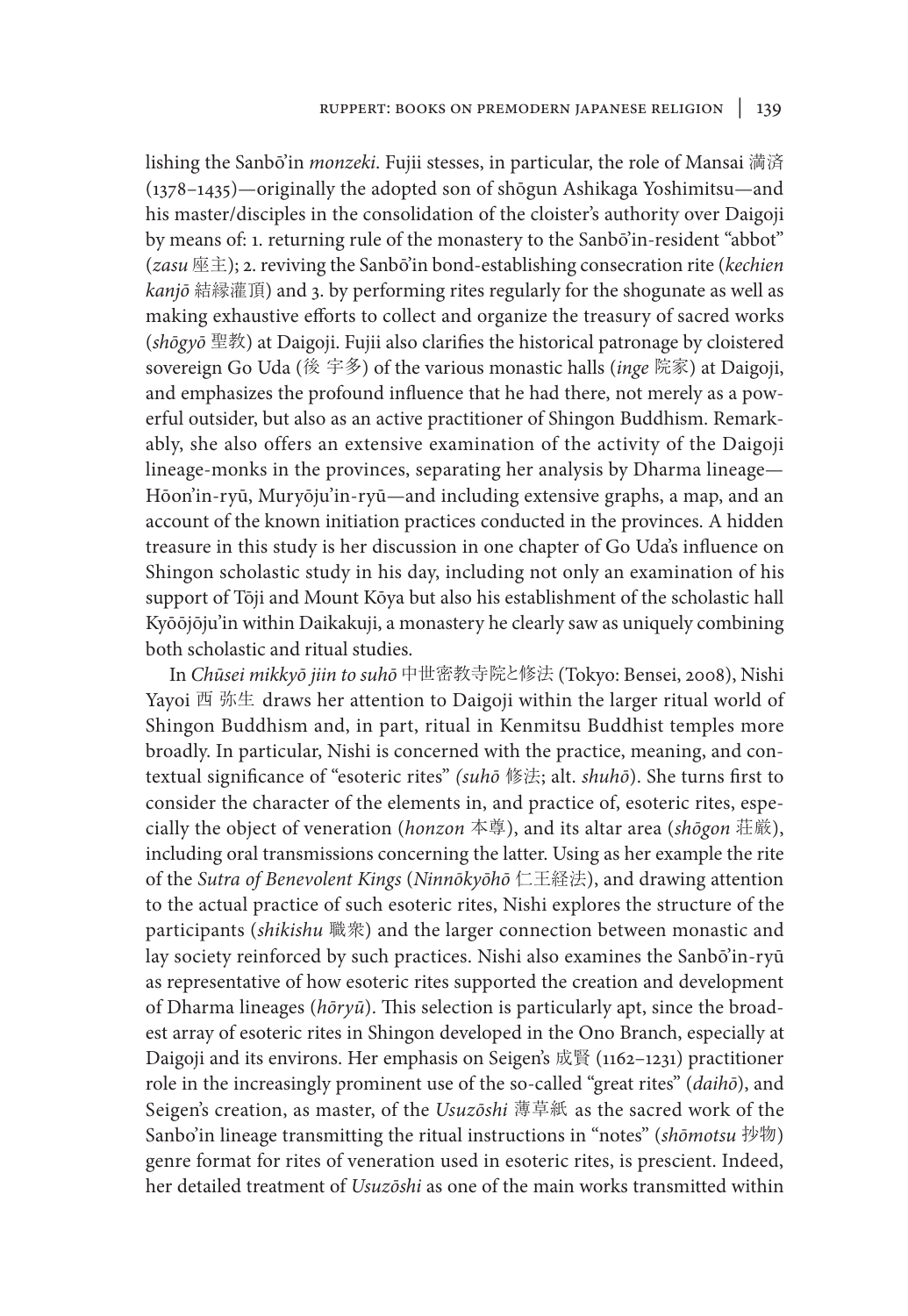lishing the Sanbō'in *monzeki*. Fujii stesses, in particular, the role of Mansai 満済 (1378–1435)—originally the adopted son of shōgun Ashikaga Yoshimitsu—and his master/disciples in the consolidation of the cloister's authority over Daigoji by means of: 1. returning rule of the monastery to the Sanbō'in-resident "abbot" (*zasu* 座主); 2. reviving the Sanbō'in bond-establishing consecration rite (*kechien kanjō* 結縁灌頂) and 3. by performing rites regularly for the shogunate as well as making exhaustive efforts to collect and organize the treasury of sacred works (*shōgyō* 聖教) at Daigoji. Fujii also clarifies the historical patronage by cloistered sovereign Go Uda (後 宇多) of the various monastic halls (*inge* 院家) at Daigoji, and emphasizes the profound influence that he had there, not merely as a powerful outsider, but also as an active practitioner of Shingon Buddhism. Remarkably, she also offers an extensive examination of the activity of the Daigoji lineage-monks in the provinces, separating her analysis by Dharma lineage—Hōon'in-ryū, Muryōju'in-ryū—and including extensive graphs, a map, and an account of the known initiation practices conducted in the provinces. A hidden treasure in this study is her discussion in one chapter of Go Uda's influence on Shingon scholastic study in his day, including not only an examination of his support of Tōji and Mount Kōya but also his establishment of the scholastic hall Kyōōjōju'in within Daikakuji, a monastery he clearly saw as uniquely combining both scholastic and ritual studies.

In *Chūsei mikkyō jiin to suhō* 中世密教寺院と修法 (Tokyo: Bensei, 2008), Nishi Yayoi 西 弥生 draws her attention to Daigoji within the larger ritual world of Shingon Buddhism and, in part, ritual in Kenmitsu Buddhist temples more broadly. In particular, Nishi is concerned with the practice, meaning, and contextual significance of "esoteric rites" *(suhō* 修法; alt. *shuhō*). She turns first to consider the character of the elements in, and practice of, esoteric rites, especially the object of veneration (*honzon* 本尊), and its altar area (*shōgon* 荘厳), including oral transmissions concerning the latter. Using as her example the rite of the *Sutra of Benevolent Kings* (*Ninnōkyōhō* 仁王経法), and drawing attention to the actual practice of such esoteric rites, Nishi explores the structure of the participants (*shikishu* 職衆) and the larger connection between monastic and lay society reinforced by such practices. Nishi also examines the Sanbō'in-ryū as representative of how esoteric rites supported the creation and development of Dharma lineages (*hōryū*). This selection is particularly apt, since the broadest array of esoteric rites in Shingon developed in the Ono Branch, especially at Daigoji and its environs. Her emphasis on Seigen's 成賢 (1162–1231) practitioner role in the increasingly prominent use of the so-called "great rites" (*daihō*), and Seigen's creation, as master, of the *Usuzōshi* 薄草紙 as the sacred work of the Sanbo'in lineage transmitting the ritual instructions in "notes" (*shōmotsu* 抄物) genre format for rites of veneration used in esoteric rites, is prescient. Indeed, her detailed treatment of *Usuzōshi* as one of the main works transmitted within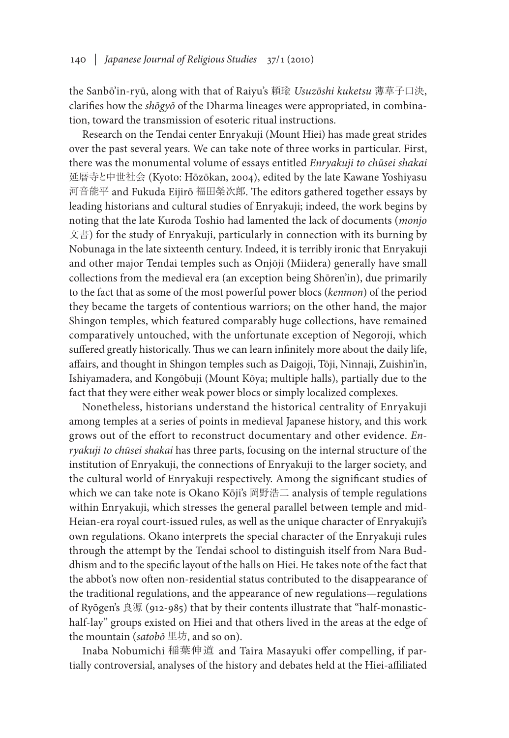the Sanbō'in-ryū, along with that of Raiyu's 頼瑜 *Usuzōshi kuketsu* 薄草子口決, clarifies how the *shōgyō* of the Dharma lineages were appropriated, in combination, toward the transmission of esoteric ritual instructions.

Research on the Tendai center Enryakuji (Mount Hiei) has made great strides over the past several years. We can take note of three works in particular. First, there was the monumental volume of essays entitled *Enryakuji to chūsei shakai* 延暦寺と中世社会 (Kyoto: Hōzōkan, 2004), edited by the late Kawane Yoshiyasu 河音能平 and Fukuda Eijirō 福田榮次郎. The editors gathered together essays by leading historians and cultural studies of Enryakuji; indeed, the work begins by noting that the late Kuroda Toshio had lamented the lack of documents (*monjo* 文書) for the study of Enryakuji, particularly in connection with its burning by Nobunaga in the late sixteenth century. Indeed, it is terribly ironic that Enryakuji and other major Tendai temples such as Onjōji (Miidera) generally have small collections from the medieval era (an exception being Shōren'in), due primarily to the fact that as some of the most powerful power blocs (*kenmon*) of the period they became the targets of contentious warriors; on the other hand, the major Shingon temples, which featured comparably huge collections, have remained comparatively untouched, with the unfortunate exception of Negoroji, which suffered greatly historically. Thus we can learn infinitely more about the daily life, affairs, and thought in Shingon temples such as Daigoji, Tōji, Ninnaji, Zuishin'in, Ishiyamadera, and Kongōbuji (Mount Kōya; multiple halls), partially due to the fact that they were either weak power blocs or simply localized complexes.

Nonetheless, historians understand the historical centrality of Enryakuji among temples at a series of points in medieval Japanese history, and this work grows out of the effort to reconstruct documentary and other evidence. *Enryakuji to chūsei shakai* has three parts, focusing on the internal structure of the institution of Enryakuji, the connections of Enryakuji to the larger society, and the cultural world of Enryakuji respectively. Among the significant studies of which we can take note is Okano Kōji's 岡野浩二 analysis of temple regulations within Enryakuji, which stresses the general parallel between temple and mid-Heian-era royal court-issued rules, as well as the unique character of Enryakuji's own regulations. Okano interprets the special character of the Enryakuji rules through the attempt by the Tendai school to distinguish itself from Nara Buddhism and to the specific layout of the halls on Hiei. He takes note of the fact that the abbot's now often non-residential status contributed to the disappearance of the traditional regulations, and the appearance of new regulations—regulations of Ryōgen's 良源 (912-985) that by their contents illustrate that "half-monastic-half-lay" groups existed on Hiei and that others lived in the areas at the edge of the mountain (*satobō* 里坊, and so on).

Inaba Nobumichi 稲葉伸道 and Taira Masayuki offer compelling, if partially controversial, analyses of the history and debates held at the Hiei-affiliated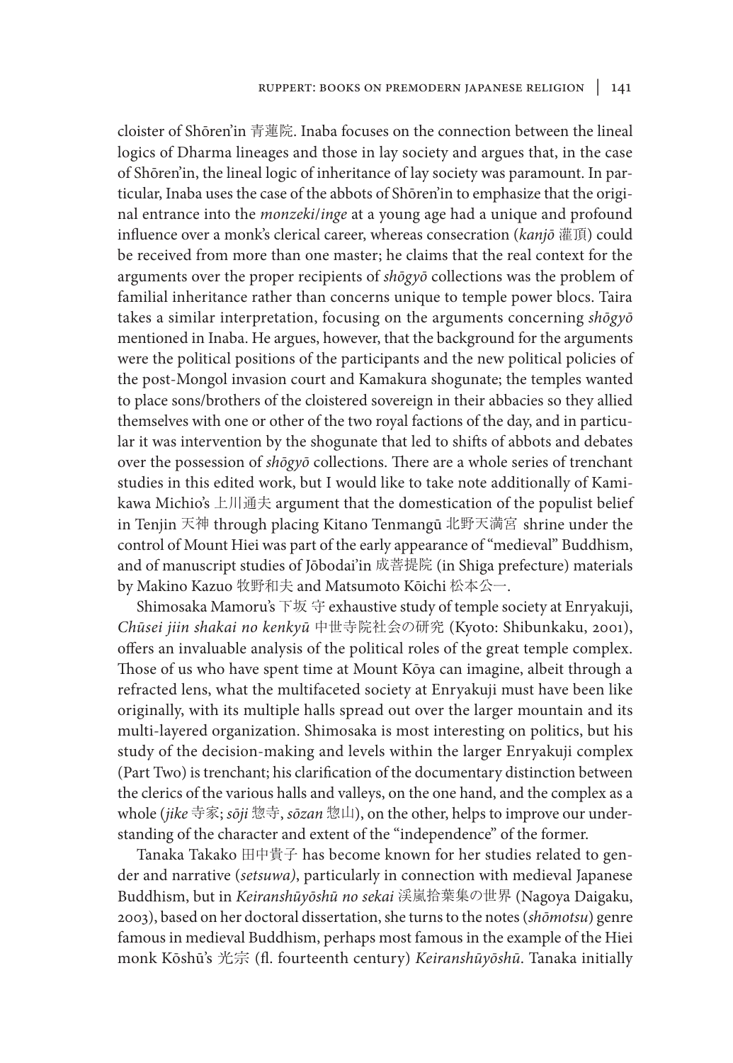cloister of Shōren'in 青蓮院. Inaba focuses on the connection between the lineal logics of Dharma lineages and those in lay society and argues that, in the case of Shōren'in, the lineal logic of inheritance of lay society was paramount. In particular, Inaba uses the case of the abbots of Shōren'in to emphasize that the original entrance into the *monzeki*/*inge* at a young age had a unique and profound influence over a monk's clerical career, whereas consecration (*kanjō* 灌頂) could be received from more than one master; he claims that the real context for the arguments over the proper recipients of *shōgyō* collections was the problem of familial inheritance rather than concerns unique to temple power blocs. Taira takes a similar interpretation, focusing on the arguments concerning *shōgyō* mentioned in Inaba. He argues, however, that the background for the arguments were the political positions of the participants and the new political policies of the post-Mongol invasion court and Kamakura shogunate; the temples wanted to place sons/brothers of the cloistered sovereign in their abbacies so they allied themselves with one or other of the two royal factions of the day, and in particular it was intervention by the shogunate that led to shifts of abbots and debates over the possession of *shōgyō* collections. There are a whole series of trenchant studies in this edited work, but I would like to take note additionally of Kamikawa Michio's 上川通夫 argument that the domestication of the populist belief in Tenjin 天神 through placing Kitano Tenmangū 北野天満宮 shrine under the control of Mount Hiei was part of the early appearance of "medieval" Buddhism, and of manuscript studies of Jōbodai'in 成菩提院 (in Shiga prefecture) materials by Makino Kazuo 牧野和夫 and Matsumoto Kōichi 松本公一.

Shimosaka Mamoru's 下坂 守 exhaustive study of temple society at Enryakuji, *Chūsei jiin shakai no kenkyū* 中世寺院社会の研究 (Kyoto: Shibunkaku, 2001), offers an invaluable analysis of the political roles of the great temple complex. Those of us who have spent time at Mount Kōya can imagine, albeit through a refracted lens, what the multifaceted society at Enryakuji must have been like originally, with its multiple halls spread out over the larger mountain and its multi-layered organization. Shimosaka is most interesting on politics, but his study of the decision-making and levels within the larger Enryakuji complex (Part Two) is trenchant; his clarification of the documentary distinction between the clerics of the various halls and valleys, on the one hand, and the complex as a whole (*jike* 寺家; *sōji* 惣寺, *sōzan* 惣山), on the other, helps to improve our understanding of the character and extent of the "independence" of the former.

Tanaka Takako 田中貴子 has become known for her studies related to gender and narrative (*setsuwa*), particularly in connection with medieval Japanese Buddhism, but in *Keiranshūyōshū no sekai* 渓嵐拾葉集の世界 (Nagoya Daigaku, 2003), based on her doctoral dissertation, she turns to the notes (*shōmotsu*) genre famous in medieval Buddhism, perhaps most famous in the example of the Hiei monk Kōshū's 光宗 (fl. fourteenth century) *Keiranshūyōshū*. Tanaka initially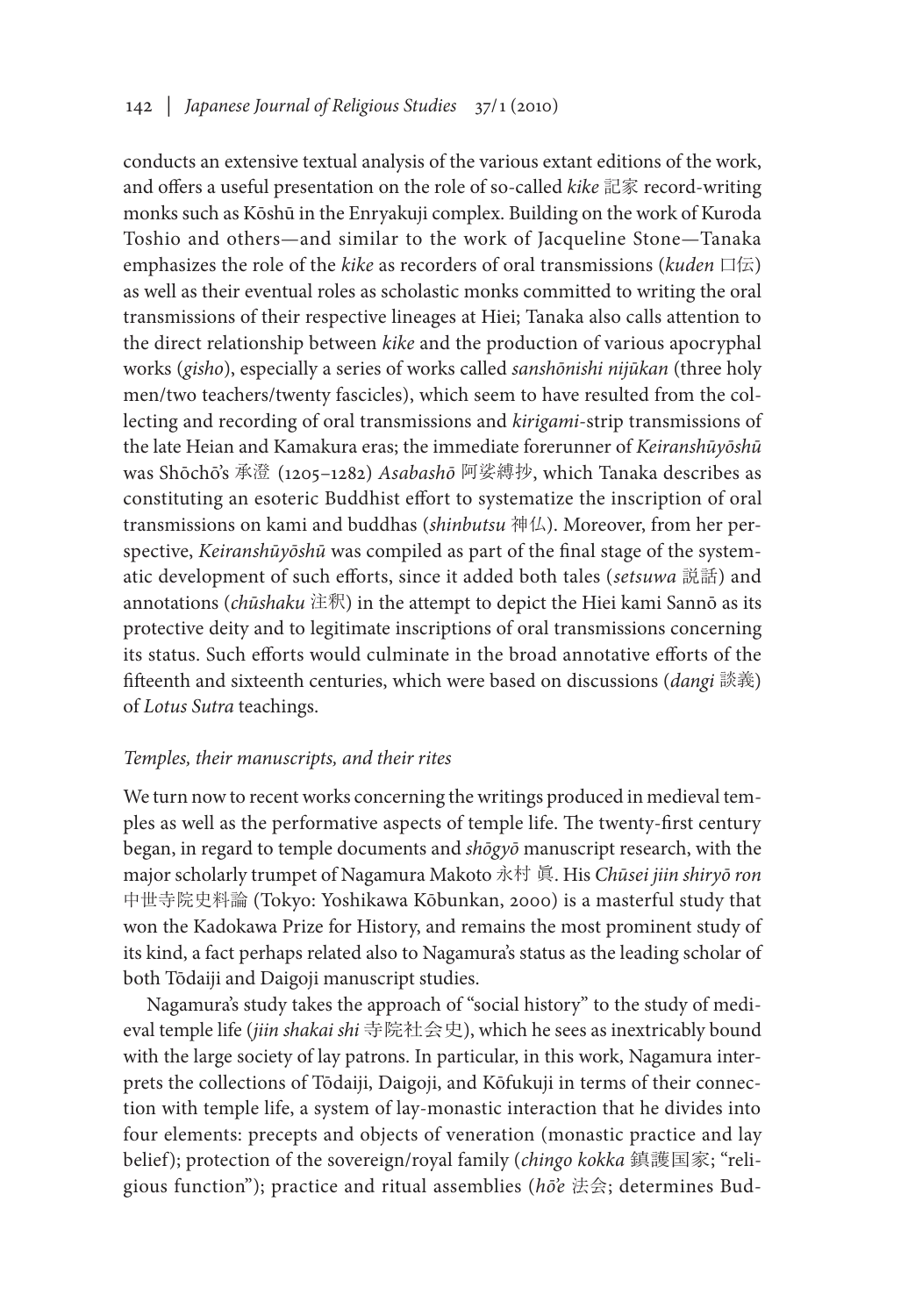conducts an extensive textual analysis of the various extant editions of the work, and offers a useful presentation on the role of so-called *kike* 記家 record-writing monks such as Kōshū in the Enryakuji complex. Building on the work of Kuroda Toshio and others—and similar to the work of Jacqueline Stone—Tanaka emphasizes the role of the *kike* as recorders of oral transmissions (*kuden* 口伝) as well as their eventual roles as scholastic monks committed to writing the oral transmissions of their respective lineages at Hiei; Tanaka also calls attention to the direct relationship between *kike* and the production of various apocryphal works (*gisho*), especially a series of works called *sanshōnishi nijūkan* (three holy men/two teachers/twenty fascicles), which seem to have resulted from the collecting and recording of oral transmissions and *kirigami*-strip transmissions of the late Heian and Kamakura eras; the immediate forerunner of *Keiranshūyōshū* was Shōchō's 承澄 (1205–1282) *Asabashō* 阿娑縛抄, which Tanaka describes as constituting an esoteric Buddhist effort to systematize the inscription of oral transmissions on kami and buddhas (*shinbutsu* 神仏). Moreover, from her perspective, *Keiranshūyōshū* was compiled as part of the final stage of the systematic development of such efforts, since it added both tales (*setsuwa* 説話) and annotations (*chūshaku* 注釈) in the attempt to depict the Hiei kami Sannō as its protective deity and to legitimate inscriptions of oral transmissions concerning its status. Such efforts would culminate in the broad annotative efforts of the fifteenth and sixteenth centuries, which were based on discussions (*dangi* 談義) of *Lotus Sutra* teachings.

### *Temples, their manuscripts, and their rites*

We turn now to recent works concerning the writings produced in medieval temples as well as the performative aspects of temple life. The twenty-first century began, in regard to temple documents and *shōgyō* manuscript research, with the major scholarly trumpet of Nagamura Makoto 永村 眞. His *Chūsei jiin shiryō ron* 中世寺院史料論 (Tokyo: Yoshikawa Kōbunkan, 2000) is a masterful study that won the Kadokawa Prize for History, and remains the most prominent study of its kind, a fact perhaps related also to Nagamura's status as the leading scholar of both Tōdaiji and Daigoji manuscript studies.

Nagamura's study takes the approach of "social history" to the study of medieval temple life (*jiin shakai shi* 寺院社会史), which he sees as inextricably bound with the large society of lay patrons. In particular, in this work, Nagamura interprets the collections of Tōdaiji, Daigoji, and Kōfukuji in terms of their connection with temple life, a system of lay-monastic interaction that he divides into four elements: precepts and objects of veneration (monastic practice and lay belief); protection of the sovereign/royal family (*chingo kokka* 鎮護国家; "religious function"); practice and ritual assemblies (*hō'e* 法会; determines Bud-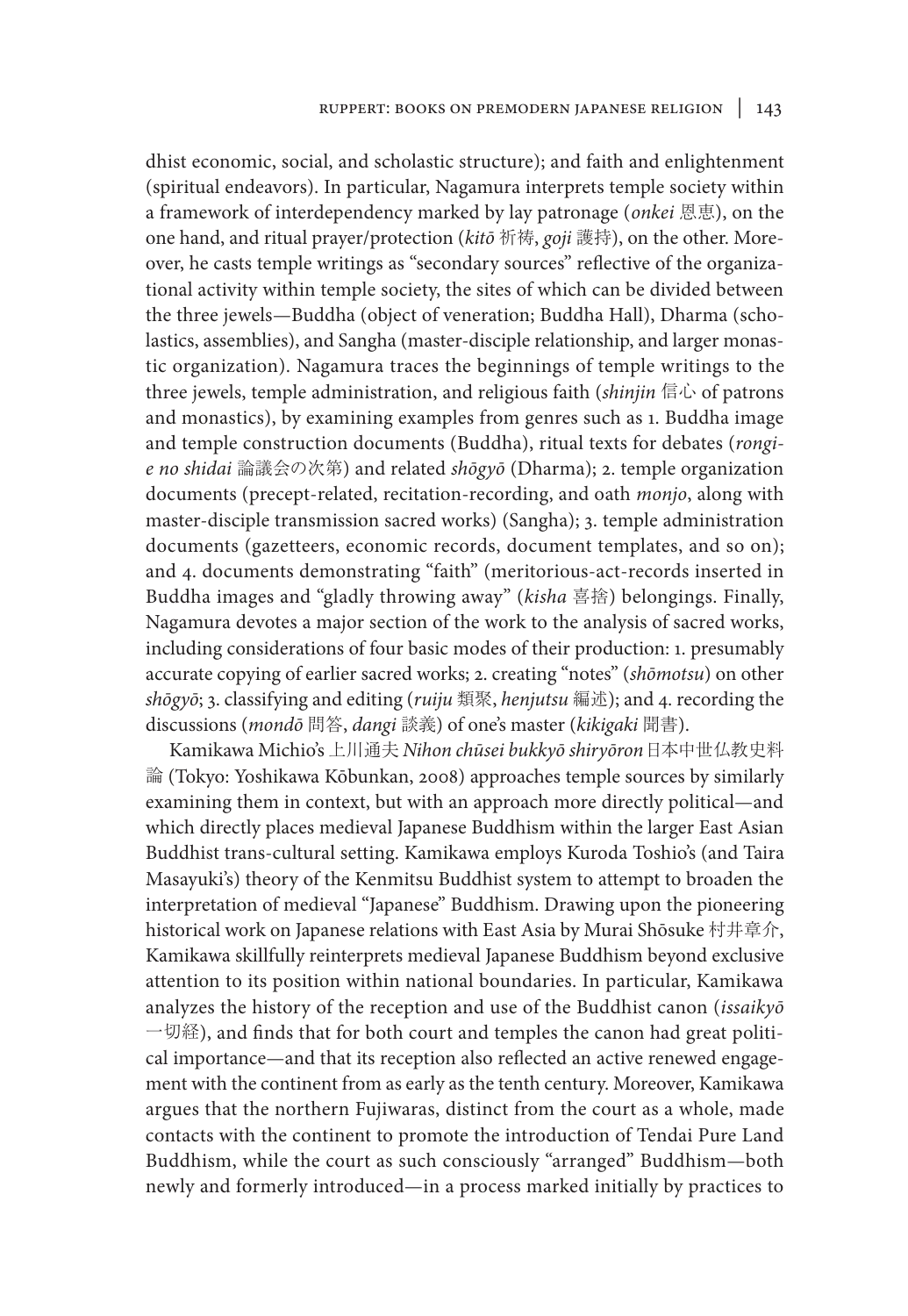dhist economic, social, and scholastic structure); and faith and enlightenment (spiritual endeavors). In particular, Nagamura interprets temple society within a framework of interdependency marked by lay patronage (*onkei* 恩恵), on the one hand, and ritual prayer/protection (*kitō* 祈祷, *goji* 護持), on the other. Moreover, he casts temple writings as "secondary sources" reflective of the organizational activity within temple society, the sites of which can be divided between the three jewels—Buddha (object of veneration; Buddha Hall), Dharma (scholastics, assemblies), and Sangha (master-disciple relationship, and larger monastic organization). Nagamura traces the beginnings of temple writings to the three jewels, temple administration, and religious faith (*shinjin* 信心 of patrons and monastics), by examining examples from genres such as 1. Buddha image and temple construction documents (Buddha), ritual texts for debates (*rongi-e no shidai* 論議会の次第) and related *shōgyō* (Dharma); 2. temple organization documents (precept-related, recitation-recording, and oath *monjo*, along with master-disciple transmission sacred works) (Sangha); 3. temple administration documents (gazetteers, economic records, document templates, and so on); and 4. documents demonstrating "faith" (meritorious-act-records inserted in Buddha images and "gladly throwing away" (*kisha* 喜捨) belongings. Finally, Nagamura devotes a major section of the work to the analysis of sacred works, including considerations of four basic modes of their production: 1. presumably accurate copying of earlier sacred works; 2. creating "notes" (*shōmotsu*) on other *shōgyō*; 3. classifying and editing (*ruiju* 類聚, *henjutsu* 編述); and 4. recording the discussions (*mondō* 問答, *dangi* 談義) of one's master (*kikigaki* 聞書).

Kamikawa Michio's 上川通夫 *Nihon chūsei bukkyō shiryōron* 日本中世仏教史料論 (Tokyo: Yoshikawa Kōbunkan, 2008) approaches temple sources by similarly examining them in context, but with an approach more directly political—and which directly places medieval Japanese Buddhism within the larger East Asian Buddhist trans-cultural setting. Kamikawa employs Kuroda Toshio's (and Taira Masayuki's) theory of the Kenmitsu Buddhist system to attempt to broaden the interpretation of medieval "Japanese" Buddhism. Drawing upon the pioneering historical work on Japanese relations with East Asia by Murai Shōsuke 村井章介, Kamikawa skillfully reinterprets medieval Japanese Buddhism beyond exclusive attention to its position within national boundaries. In particular, Kamikawa analyzes the history of the reception and use of the Buddhist canon (*issaikyō* 一切経), and finds that for both court and temples the canon had great political importance—and that its reception also reflected an active renewed engagement with the continent from as early as the tenth century. Moreover, Kamikawa argues that the northern Fujiwaras, distinct from the court as a whole, made contacts with the continent to promote the introduction of Tendai Pure Land Buddhism, while the court as such consciously "arranged" Buddhism—both newly and formerly introduced—in a process marked initially by practices to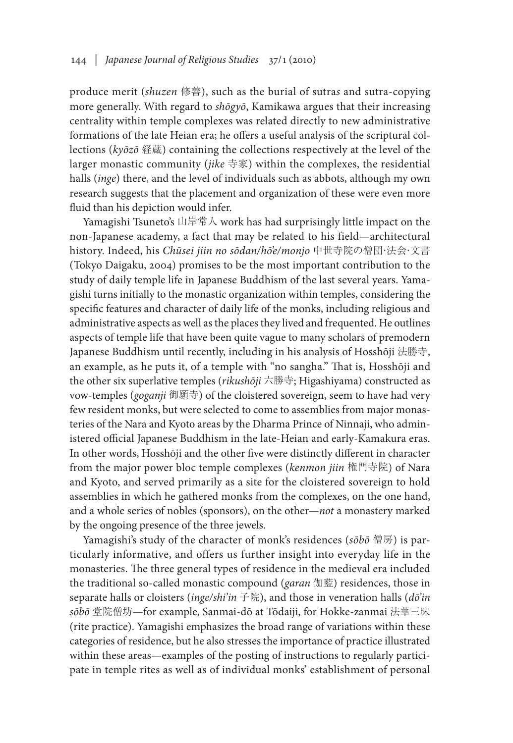produce merit (*shuzen* 修善), such as the burial of sutra*s* and sutra-copying more generally. With regard to *shōgyō*, Kamikawa argues that their increasing centrality within temple complexes was related directly to new administrative formations of the late Heian era; he offers a useful analysis of the scriptural collections (*kyōzō* 経蔵) containing the collections respectively at the level of the larger monastic community (*jike* 寺家) within the complexes, the residential halls (*inge*) there, and the level of individuals such as abbots, although my own research suggests that the placement and organization of these were even more fluid than his depiction would infer.

Yamagishi Tsuneto's 山岸常人 work has had surprisingly little impact on the non-Japanese academy, a fact that may be related to his field—architectural history. Indeed, his *Chūsei jiin no sōdan/hō'e/monjo* 中世寺院の僧団·法会·文書 (Tokyo Daigaku, 2004) promises to be the most important contribution to the study of daily temple life in Japanese Buddhism of the last several years. Yamagishi turns initially to the monastic organization within temples, considering the specific features and character of daily life of the monks, including religious and administrative aspects as well as the places they lived and frequented. He outlines aspects of temple life that have been quite vague to many scholars of premodern Japanese Buddhism until recently, including in his analysis of Hosshōji 法勝寺, an example, as he puts it, of a temple with "no sangha." That is, Hosshōji and the other six superlative temples (*rikushōji* 六勝寺; Higashiyama) constructed as vow-temples (*goganji* 御願寺) of the cloistered sovereign, seem to have had very few resident monks, but were selected to come to assemblies from major monasteries of the Nara and Kyoto areas by the Dharma Prince of Ninnaji, who administered official Japanese Buddhism in the late-Heian and early-Kamakura eras. In other words, Hosshōji and the other five were distinctly different in character from the major power bloc temple complexes (*kenmon jiin* 権門寺院) of Nara and Kyoto, and served primarily as a site for the cloistered sovereign to hold assemblies in which he gathered monks from the complexes, on the one hand, and a whole series of nobles (sponsors), on the other—*not* a monastery marked by the ongoing presence of the three jewels.

Yamagishi's study of the character of monk's residences (*sōbō* 僧房) is particularly informative, and offers us further insight into everyday life in the monasteries. The three general types of residence in the medieval era included the traditional so-called monastic compound (*garan* 伽藍) residences, those in separate halls or cloisters (*inge/shi'in* 子院), and those in veneration halls (*dō'in sōbō* 堂院僧坊—for example, Sanmai-dō at Tōdaiji, for Hokke-zanmai 法華三昧 (rite practice). Yamagishi emphasizes the broad range of variations within these categories of residence, but he also stresses the importance of practice illustrated within these areas—examples of the posting of instructions to regularly participate in temple rites as well as of individual monks' establishment of personal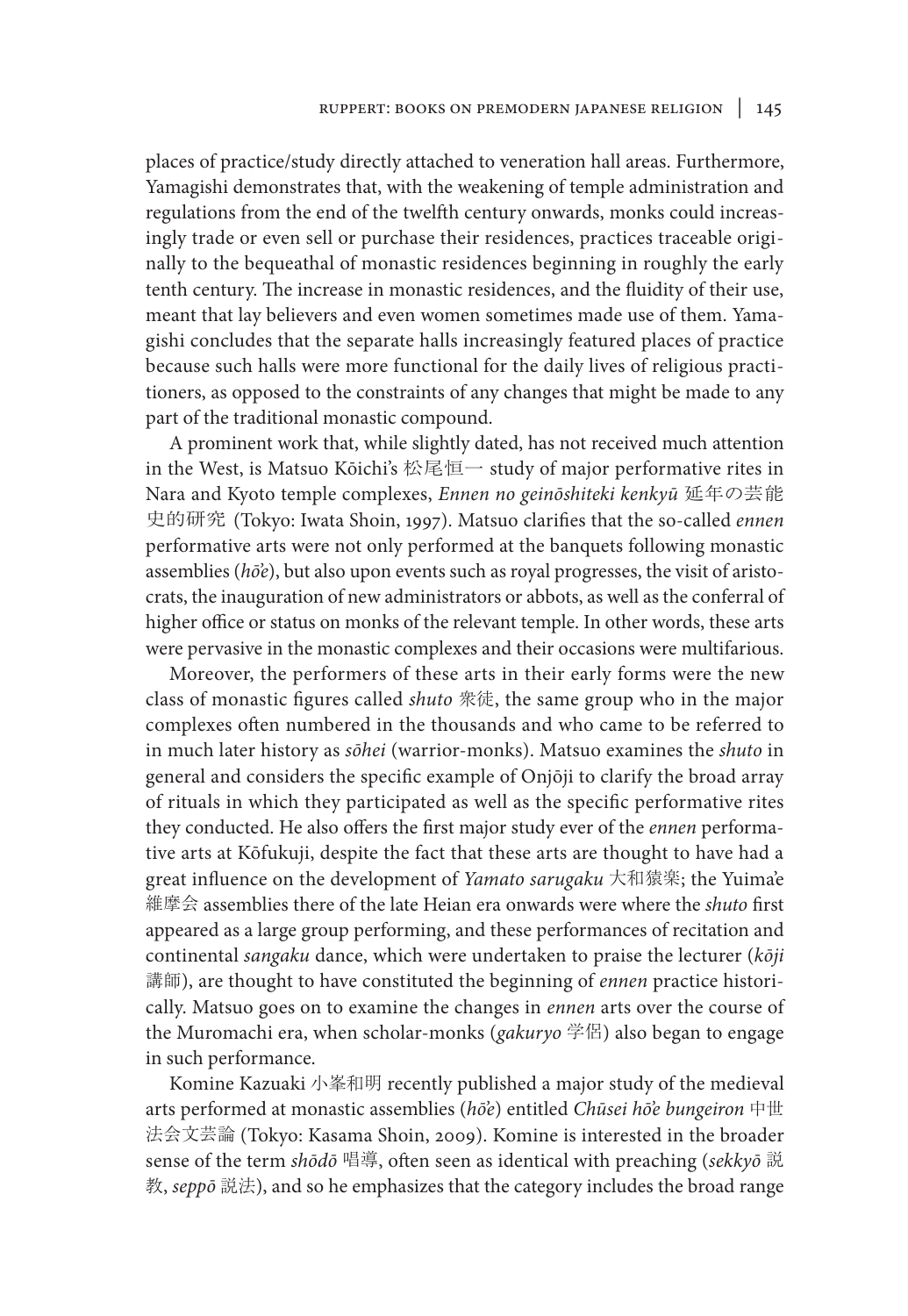places of practice/study directly attached to veneration hall areas. Furthermore, Yamagishi demonstrates that, with the weakening of temple administration and regulations from the end of the twelfth century onwards, monks could increasingly trade or even sell or purchase their residences, practices traceable originally to the bequeathal of monastic residences beginning in roughly the early tenth century. The increase in monastic residences, and the fluidity of their use, meant that lay believers and even women sometimes made use of them. Yamagishi concludes that the separate halls increasingly featured places of practice because such halls were more functional for the daily lives of religious practitioners, as opposed to the constraints of any changes that might be made to any part of the traditional monastic compound.

A prominent work that, while slightly dated, has not received much attention in the West, is Matsuo Kōichi's 松尾恒一 study of major performative rites in Nara and Kyoto temple complexes, *Ennen no geinōshiteki kenkyū* 延年の芸能史的研究 (Tokyo: Iwata Shoin, 1997). Matsuo clarifies that the so-called *ennen* performative arts were not only performed at the banquets following monastic assemblies (*hōe*), but also upon events such as royal progresses, the visit of aristocrats, the inauguration of new administrators or abbots, as well as the conferral of higher office or status on monks of the relevant temple. In other words, these arts were pervasive in the monastic complexes and their occasions were multifarious.

Moreover, the performers of these arts in their early forms were the new class of monastic figures called *shuto* 衆徒, the same group who in the major complexes often numbered in the thousands and who came to be referred to in much later history as *sōhei* (warrior-monks). Matsuo examines the *shuto* in general and considers the specific example of Onjōji to clarify the broad array of rituals in which they participated as well as the specific performative rites they conducted. He also offers the first major study ever of the *ennen* performative arts at Kōfukuji, despite the fact that these arts are thought to have had a great influence on the development of *Yamato sarugaku* 大和猿楽; the Yuima'e 維摩会 assemblies there of the late Heian era onwards were where the *shuto* first appeared as a large group performing, and these performances of recitation and continental *sangaku* dance, which were undertaken to praise the lecturer (*kōji* 講師), are thought to have constituted the beginning of *ennen* practice historically. Matsuo goes on to examine the changes in *ennen* arts over the course of the Muromachi era, when scholar-monks (*gakuryo* 学侶) also began to engage in such performance.

Komine Kazuaki 小峯和明 recently published a major study of the medieval arts performed at monastic assemblies (*hōe*) entitled *Chūsei hōe bungeiron* 中世法会文芸論 (Tokyo: Kasama Shoin, 2009). Komine is interested in the broader sense of the term *shōdō* 唱導, often seen as identical with preaching (*sekkyō* 説教, *seppō* 説法), and so he emphasizes that the category includes the broad range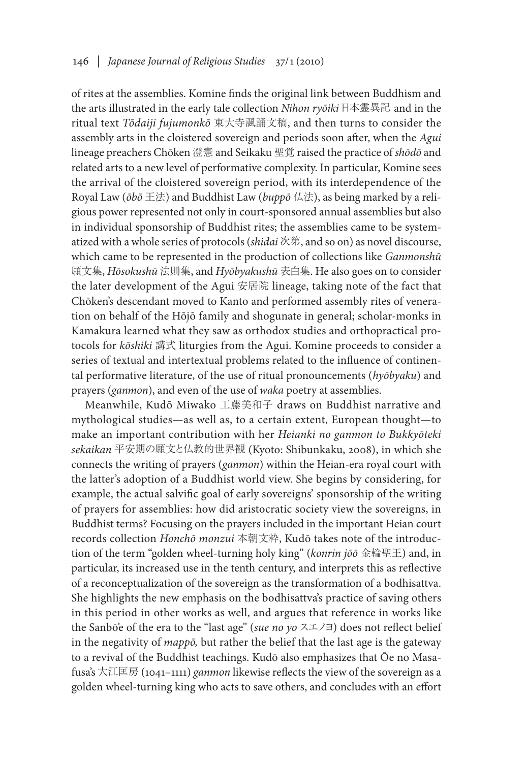of rites at the assemblies. Komine finds the original link between Buddhism and the arts illustrated in the early tale collection *Nihon ryōiki* 日本霊異記 and in the ritual text *Tōdaiji fujumonkō* 東大寺諷誦文稿, and then turns to consider the assembly arts in the cloistered sovereign and periods soon after, when the *Agui* lineage preachers Chōken 澄憲 and Seikaku 聖覚 raised the practice of *shōdō* and related arts to a new level of performative complexity. In particular, Komine sees the arrival of the cloistered sovereign period, with its interdependence of the Royal Law (*ōbō* 王法) and Buddhist Law (*buppō* 仏法), as being marked by a religious power represented not only in court-sponsored annual assemblies but also in individual sponsorship of Buddhist rites; the assemblies came to be systematized with a whole series of protocols (*shidai* 次第, and so on) as novel discourse, which came to be represented in the production of collections like *Ganmonshū* 願文集, *Hōsokushū* 法則集, and *Hyōbyakushū* 表白集. He also goes on to consider the later development of the Agui 安居院 lineage, taking note of the fact that Chōken's descendant moved to Kanto and performed assembly rites of veneration on behalf of the Hōjō family and shogunate in general; scholar-monks in Kamakura learned what they saw as orthodox studies and orthopractical protocols for *kōshiki* 講式 liturgies from the Agui. Komine proceeds to consider a series of textual and intertextual problems related to the influence of continental performative literature, of the use of ritual pronouncements (*hyōbyaku*) and prayers (*ganmon*), and even of the use of *waka* poetry at assemblies.

Meanwhile, Kudō Miwako 工藤美和子 draws on Buddhist narrative and mythological studies—as well as, to a certain extent, European thought—to make an important contribution with her *Heianki no ganmon to Bukkyōteki sekaikan* 平安期の願文と仏教的世界観 (Kyoto: Shibunkaku, 2008), in which she connects the writing of prayers (*ganmon*) within the Heian-era royal court with the latter's adoption of a Buddhist world view. She begins by considering, for example, the actual salvific goal of early sovereigns' sponsorship of the writing of prayers for assemblies: how did aristocratic society view the sovereigns, in Buddhist terms? Focusing on the prayers included in the important Heian court records collection *Honchō monzui* 本朝文粋, Kudō takes note of the introduction of the term "golden wheel-turning holy king" (*konrin jōō* 金輪聖王) and, in particular, its increased use in the tenth century, and interprets this as reflective of a reconceptualization of the sovereign as the transformation of a bodhisattva. She highlights the new emphasis on the bodhisattva's practice of saving others in this period in other works as well, and argues that reference in works like the Sanbō'e of the era to the "last age" (*sue no yo* スエノヨ) does not reflect belief in the negativity of *mappō,* but rather the belief that the last age is the gateway to a revival of the Buddhist teachings. Kudō also emphasizes that Ōe no Masafusa's 大江匡房 (1041–1111) *ganmon* likewise reflects the view of the sovereign as a golden wheel-turning king who acts to save others, and concludes with an effort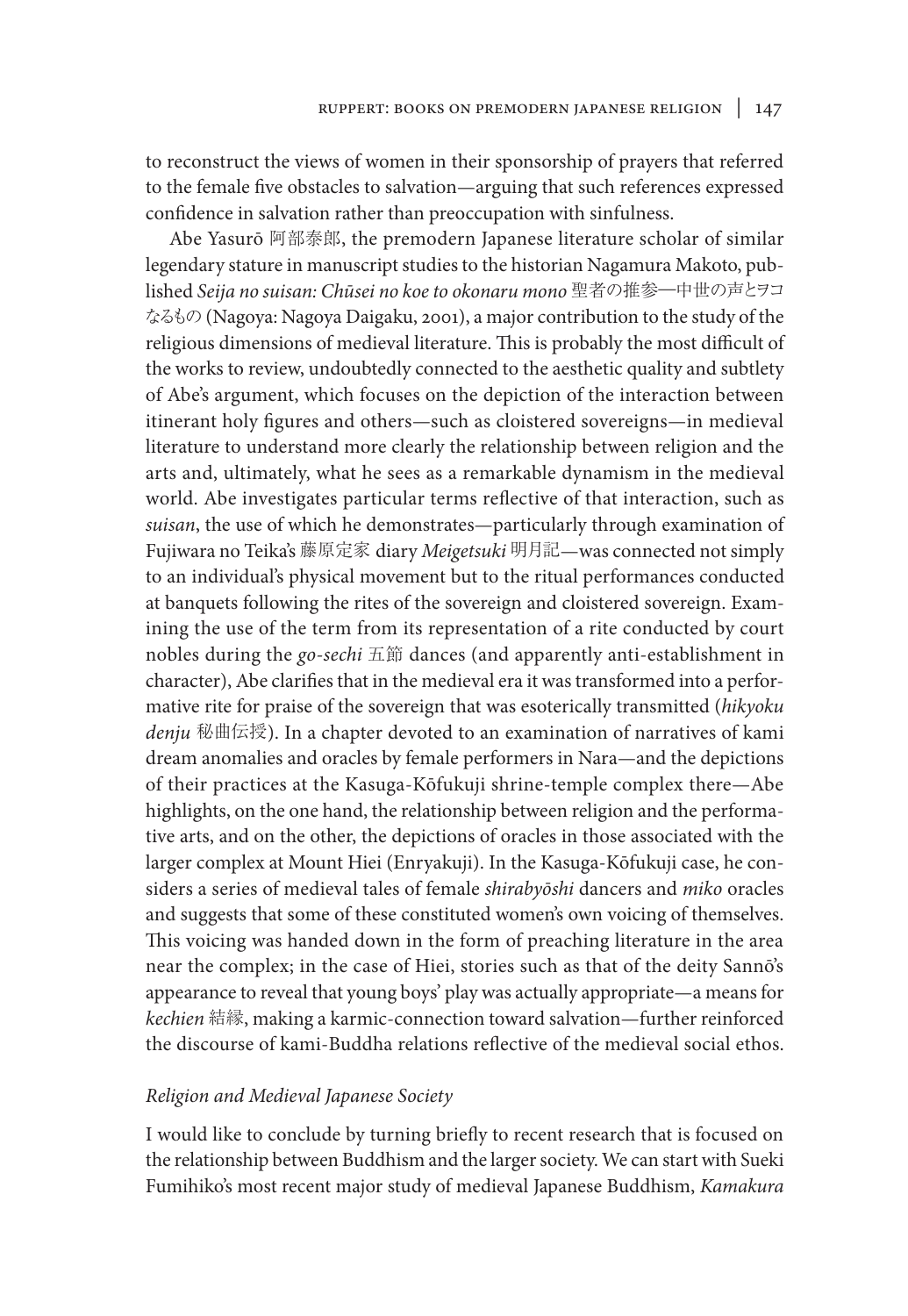to reconstruct the views of women in their sponsorship of prayers that referred to the female five obstacles to salvation—arguing that such references expressed confidence in salvation rather than preoccupation with sinfulness.

Abe Yasurō 阿部泰郎, the premodern Japanese literature scholar of similar legendary stature in manuscript studies to the historian Nagamura Makoto, published *Seija no suisan: Chūsei no koe to okonaru mono* 聖者の推参—中世の声とヲコなるもの (Nagoya: Nagoya Daigaku, 2001), a major contribution to the study of the religious dimensions of medieval literature. This is probably the most difficult of the works to review, undoubtedly connected to the aesthetic quality and subtlety of Abe's argument, which focuses on the depiction of the interaction between itinerant holy figures and others—such as cloistered sovereigns—in medieval literature to understand more clearly the relationship between religion and the arts and, ultimately, what he sees as a remarkable dynamism in the medieval world. Abe investigates particular terms reflective of that interaction, such as *suisan*, the use of which he demonstrates—particularly through examination of Fujiwara no Teika's 藤原定家 diary *Meigetsuki* 明月記—was connected not simply to an individual's physical movement but to the ritual performances conducted at banquets following the rites of the sovereign and cloistered sovereign. Examining the use of the term from its representation of a rite conducted by court nobles during the *go-sechi* 五節 dances (and apparently anti-establishment in character), Abe clarifies that in the medieval era it was transformed into a performative rite for praise of the sovereign that was esoterically transmitted (*hikyoku denju* 秘曲伝授). In a chapter devoted to an examination of narratives of kami dream anomalies and oracles by female performers in Nara—and the depictions of their practices at the Kasuga-Kōfukuji shrine-temple complex there—Abe highlights, on the one hand, the relationship between religion and the performative arts, and on the other, the depictions of oracles in those associated with the larger complex at Mount Hiei (Enryakuji). In the Kasuga-Kōfukuji case, he considers a series of medieval tales of female *shirabyōshi* dancers and *miko* oracles and suggests that some of these constituted women's own voicing of themselves. This voicing was handed down in the form of preaching literature in the area near the complex; in the case of Hiei, stories such as that of the deity Sannō's appearance to reveal that young boys' play was actually appropriate—a means for *kechien* 結縁, making a karmic-connection toward salvation—further reinforced the discourse of kami-Buddha relations reflective of the medieval social ethos.

### *Religion and Medieval Japanese Society*

I would like to conclude by turning briefly to recent research that is focused on the relationship between Buddhism and the larger society. We can start with Sueki Fumihiko's most recent major study of medieval Japanese Buddhism, *Kamakura*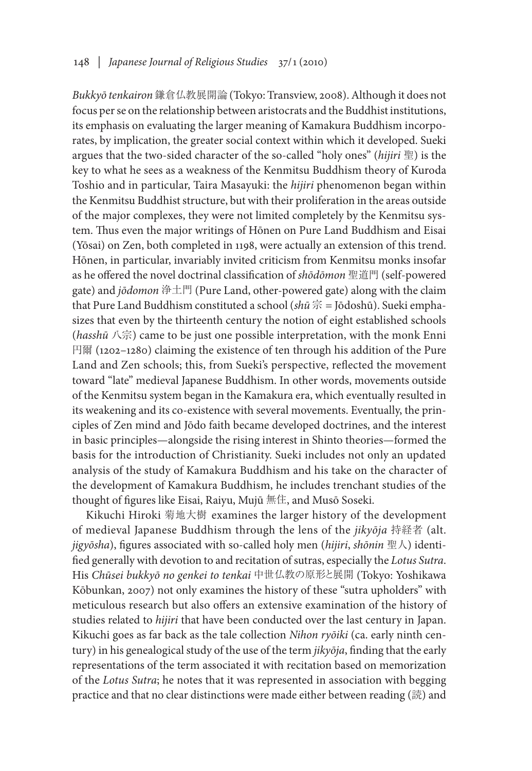*Bukkyō tenkairon* 鎌倉仏教展開論 (Tokyo: Transview, 2008). Although it does not focus per se on the relationship between aristocrats and the Buddhist institutions, its emphasis on evaluating the larger meaning of Kamakura Buddhism incorporates, by implication, the greater social context within which it developed. Sueki argues that the two-sided character of the so-called "holy ones" (*hijiri* 聖) is the key to what he sees as a weakness of the Kenmitsu Buddhism theory of Kuroda Toshio and in particular, Taira Masayuki: the *hijiri* phenomenon began within the Kenmitsu Buddhist structure, but with their proliferation in the areas outside of the major complexes, they were not limited completely by the Kenmitsu system. Thus even the major writings of Hōnen on Pure Land Buddhism and Eisai (Yōsai) on Zen, both completed in 1198, were actually an extension of this trend. Hōnen, in particular, invariably invited criticism from Kenmitsu monks insofar as he offered the novel doctrinal classification of *shōdōmon* 聖道門 (self-powered gate) and *jōdomon* 浄土門 (Pure Land, other-powered gate) along with the claim that Pure Land Buddhism constituted a school (*shū* 宗 = Jōdoshū). Sueki emphasizes that even by the thirteenth century the notion of eight established schools (*hasshū* 八宗) came to be just one possible interpretation, with the monk Enni 円爾 (1202–1280) claiming the existence of ten through his addition of the Pure Land and Zen schools; this, from Sueki's perspective, reflected the movement toward "late" medieval Japanese Buddhism. In other words, movements outside of the Kenmitsu system began in the Kamakura era, which eventually resulted in its weakening and its co-existence with several movements. Eventually, the principles of Zen mind and Jōdo faith became developed doctrines, and the interest in basic principles—alongside the rising interest in Shinto theories—formed the basis for the introduction of Christianity. Sueki includes not only an updated analysis of the study of Kamakura Buddhism and his take on the character of the development of Kamakura Buddhism, he includes trenchant studies of the thought of figures like Eisai, Raiyu, Mujū 無住, and Musō Soseki.

Kikuchi Hiroki 菊地大樹 examines the larger history of the development of medieval Japanese Buddhism through the lens of the *jikyōja* 持経者 (alt. *jigyōsha*), figures associated with so-called holy men (*hijiri*, *shōnin* 聖人) identified generally with devotion to and recitation of sutras, especially the *Lotus Sutra*. His *Chūsei bukkyō no genkei to tenkai* 中世仏教の原形と展開 (Tokyo: Yoshikawa Kōbunkan, 2007) not only examines the history of these "sutra upholders" with meticulous research but also offers an extensive examination of the history of studies related to *hijiri* that have been conducted over the last century in Japan. Kikuchi goes as far back as the tale collection *Nihon ryōiki* (ca. early ninth century) in his genealogical study of the use of the term *jikyōja*, finding that the early representations of the term associated it with recitation based on memorization of the *Lotus Sutra*; he notes that it was represented in association with begging practice and that no clear distinctions were made either between reading (読) and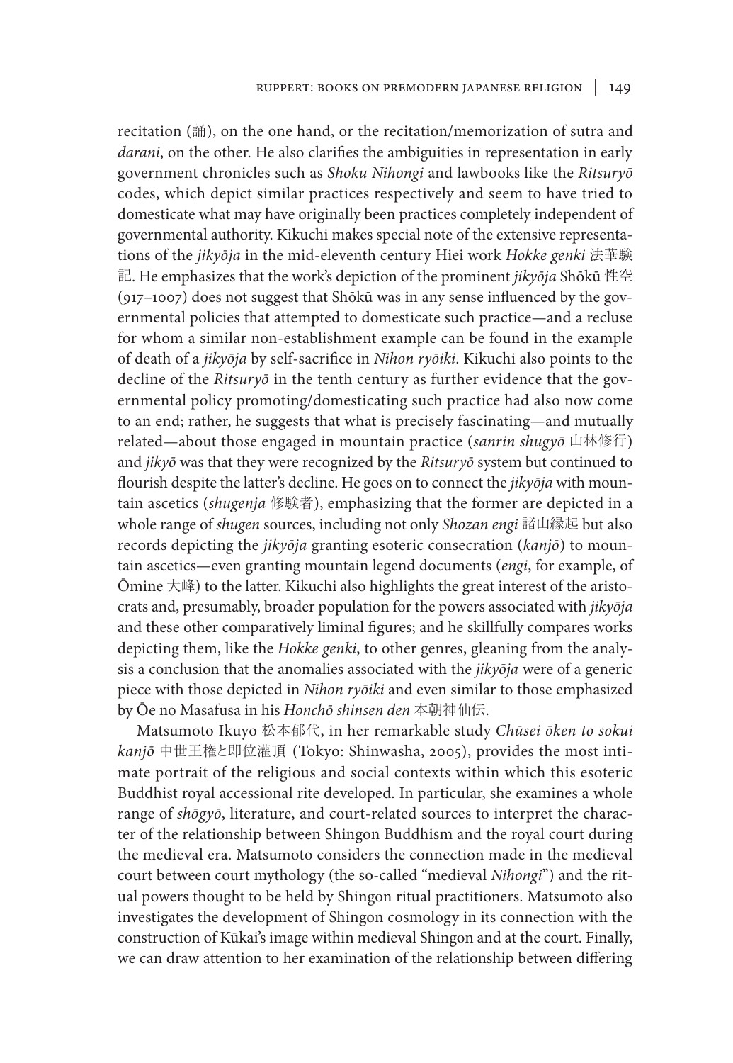recitation (誦), on the one hand, or the recitation/memorization of sutra and *darani*, on the other. He also clarifies the ambiguities in representation in early government chronicles such as *Shoku Nihongi* and lawbooks like the *Ritsuryō* codes, which depict similar practices respectively and seem to have tried to domesticate what may have originally been practices completely independent of governmental authority. Kikuchi makes special note of the extensive representations of the *jikyōja* in the mid-eleventh century Hiei work *Hokke genki* 法華験記. He emphasizes that the work's depiction of the prominent *jikyōja* Shōkū 性空 (917–1007) does not suggest that Shōkū was in any sense influenced by the governmental policies that attempted to domesticate such practice—and a recluse for whom a similar non-establishment example can be found in the example of death of a *jikyōja* by self-sacrifice in *Nihon ryōiki*. Kikuchi also points to the decline of the *Ritsuryō* in the tenth century as further evidence that the governmental policy promoting/domesticating such practice had also now come to an end; rather, he suggests that what is precisely fascinating—and mutually related—about those engaged in mountain practice (*sanrin shugyō* 山林修行) and *jikyō* was that they were recognized by the *Ritsuryō* system but continued to flourish despite the latter's decline. He goes on to connect the *jikyōja* with mountain ascetics (*shugenja* 修験者), emphasizing that the former are depicted in a whole range of *shugen* sources, including not only *Shozan engi* 諸山縁起 but also records depicting the *jikyōja* granting esoteric consecration (*kanjō*) to mountain ascetics—even granting mountain legend documents (*engi*, for example, of Ōmine 大峰) to the latter. Kikuchi also highlights the great interest of the aristocrats and, presumably, broader population for the powers associated with *jikyōja* and these other comparatively liminal figures; and he skillfully compares works depicting them, like the *Hokke genki*, to other genres, gleaning from the analysis a conclusion that the anomalies associated with the *jikyōja* were of a generic piece with those depicted in *Nihon ryōiki* and even similar to those emphasized by Ōe no Masafusa in his *Honchō shinsen den* 本朝神仙伝.

Matsumoto Ikuyo 松本郁代, in her remarkable study *Chūsei ōken to sokui kanjō* 中世王権と即位灌頂 (Tokyo: Shinwasha, 2005), provides the most intimate portrait of the religious and social contexts within which this esoteric Buddhist royal accessional rite developed. In particular, she examines a whole range of *shōgyō*, literature, and court-related sources to interpret the character of the relationship between Shingon Buddhism and the royal court during the medieval era. Matsumoto considers the connection made in the medieval court between court mythology (the so-called "medieval *Nihongi*") and the ritual powers thought to be held by Shingon ritual practitioners. Matsumoto also investigates the development of Shingon cosmology in its connection with the construction of Kūkai's image within medieval Shingon and at the court. Finally, we can draw attention to her examination of the relationship between differing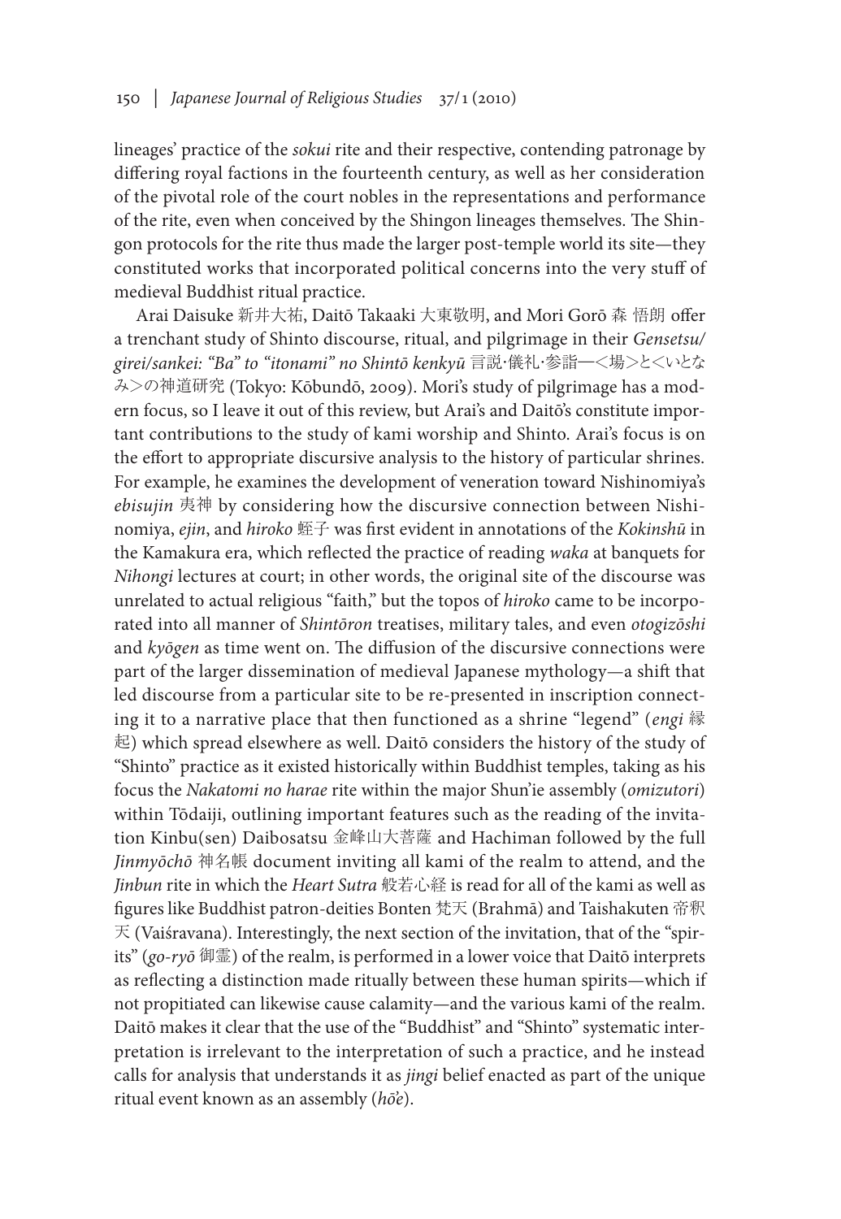lineages' practice of the *sokui* rite and their respective, contending patronage by differing royal factions in the fourteenth century, as well as her consideration of the pivotal role of the court nobles in the representations and performance of the rite, even when conceived by the Shingon lineages themselves. The Shingon protocols for the rite thus made the larger post-temple world its site—they constituted works that incorporated political concerns into the very stuff of medieval Buddhist ritual practice.

Arai Daisuke 新井大祐, Daitō Takaaki 大東敬明, and Mori Gorō 森 悟朗 offer a trenchant study of Shinto discourse, ritual, and pilgrimage in their *Gensetsu/girei/sankei: "Ba" to "itonami" no Shintō kenkyū* 言説·儀礼·参詣—<場>と<いとなみ>の神道研究 (Tokyo: Kōbundō, 2009). Mori's study of pilgrimage has a modern focus, so I leave it out of this review, but Arai's and Daitō's constitute important contributions to the study of kami worship and Shinto. Arai's focus is on the effort to appropriate discursive analysis to the history of particular shrines. For example, he examines the development of veneration toward Nishinomiya's *ebisujin* 夷神 by considering how the discursive connection between Nishinomiya, *ejin*, and *hiroko* 蛭子 was first evident in annotations of the *Kokinshū* in the Kamakura era, which reflected the practice of reading *waka* at banquets for *Nihongi* lectures at court; in other words, the original site of the discourse was unrelated to actual religious "faith," but the topos of *hiroko* came to be incorporated into all manner of *Shintōron* treatises, military tales, and even *otogizōshi* and *kyōgen* as time went on. The diffusion of the discursive connections were part of the larger dissemination of medieval Japanese mythology—a shift that led discourse from a particular site to be re-presented in inscription connecting it to a narrative place that then functioned as a shrine "legend" (*engi* 縁起) which spread elsewhere as well. Daitō considers the history of the study of "Shinto" practice as it existed historically within Buddhist temples, taking as his focus the *Nakatomi no harae* rite within the major Shun'ie assembly (*omizutori*) within Tōdaiji, outlining important features such as the reading of the invitation Kinbu(sen) Daibosatsu 金峰山大菩薩 and Hachiman followed by the full *Jinmyōchō* 神名帳 document inviting all kami of the realm to attend, and the *Jinbun* rite in which the *Heart Sutra* 般若心経 is read for all of the kami as well as figures like Buddhist patron-deities Bonten 梵天 (Brahmā) and Taishakuten 帝釈天 (Vaiśravana). Interestingly, the next section of the invitation, that of the "spirits" (*go-ryō* 御霊) of the realm, is performed in a lower voice that Daitō interprets as reflecting a distinction made ritually between these human spirits—which if not propitiated can likewise cause calamity—and the various kami of the realm. Daitō makes it clear that the use of the "Buddhist" and "Shinto" systematic interpretation is irrelevant to the interpretation of such a practice, and he instead calls for analysis that understands it as *jingi* belief enacted as part of the unique ritual event known as an assembly (*hōe*).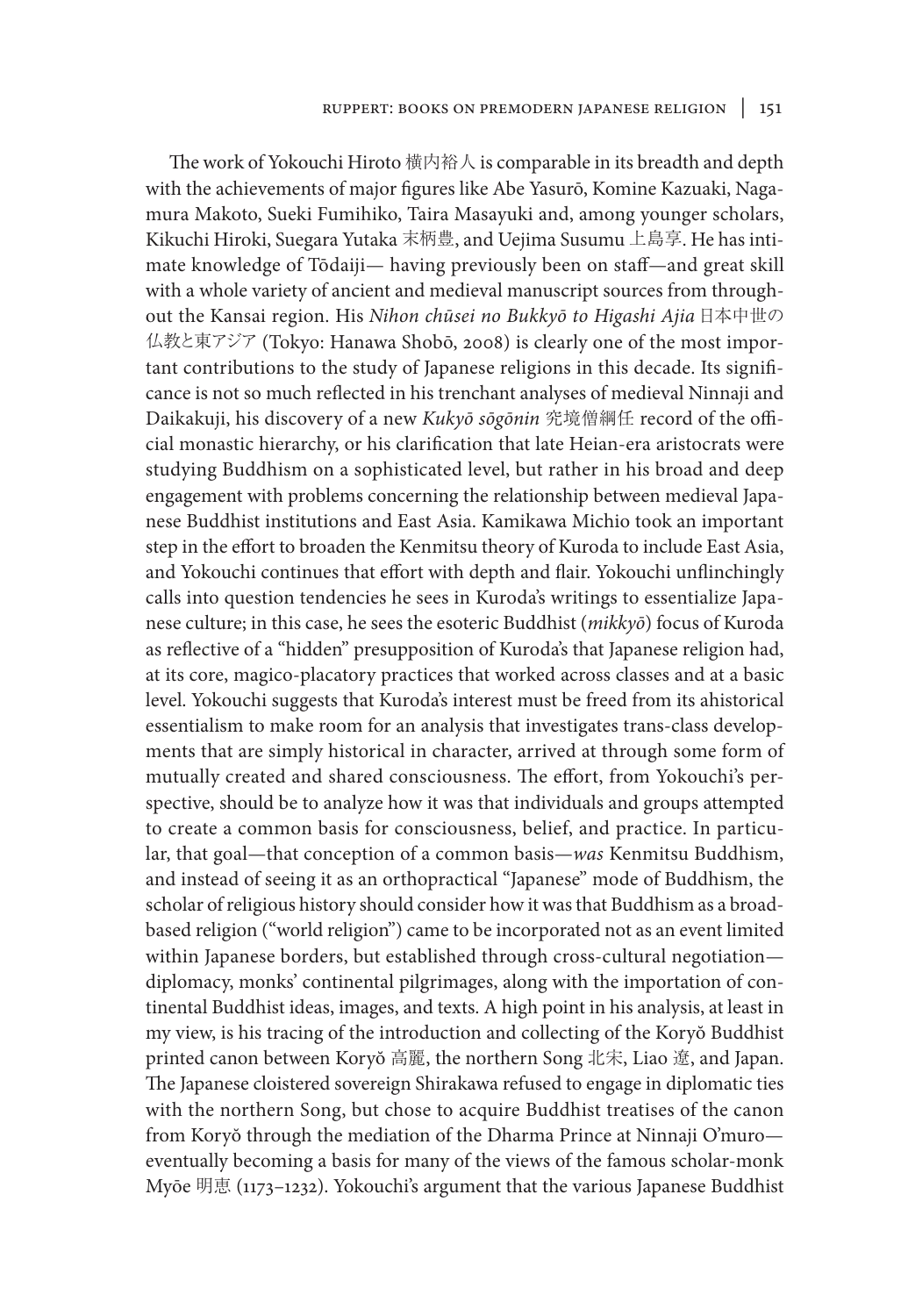The work of Yokouchi Hiroto 横内裕人 is comparable in its breadth and depth with the achievements of major figures like Abe Yasurō, Komine Kazuaki, Nagamura Makoto, Sueki Fumihiko, Taira Masayuki and, among younger scholars, Kikuchi Hiroki, Suegara Yutaka 末柄豊, and Uejima Susumu 上島享. He has intimate knowledge of Tōdaiji— having previously been on staff—and great skill with a whole variety of ancient and medieval manuscript sources from throughout the Kansai region. His *Nihon chūsei no Bukkyō to Higashi Ajia* 日本中世の仏教と東アジア (Tokyo: Hanawa Shobō, 2008) is clearly one of the most important contributions to the study of Japanese religions in this decade. Its significance is not so much reflected in his trenchant analyses of medieval Ninnaji and Daikakuji, his discovery of a new *Kukyō sōgōnin* 究境僧綱任 record of the official monastic hierarchy, or his clarification that late Heian-era aristocrats were studying Buddhism on a sophisticated level, but rather in his broad and deep engagement with problems concerning the relationship between medieval Japanese Buddhist institutions and East Asia. Kamikawa Michio took an important step in the effort to broaden the Kenmitsu theory of Kuroda to include East Asia, and Yokouchi continues that effort with depth and flair. Yokouchi unflinchingly calls into question tendencies he sees in Kuroda's writings to essentialize Japanese culture; in this case, he sees the esoteric Buddhist (*mikkyō*) focus of Kuroda as reflective of a "hidden" presupposition of Kuroda's that Japanese religion had, at its core, magico-placatory practices that worked across classes and at a basic level. Yokouchi suggests that Kuroda's interest must be freed from its ahistorical essentialism to make room for an analysis that investigates trans-class developments that are simply historical in character, arrived at through some form of mutually created and shared consciousness. The effort, from Yokouchi's perspective, should be to analyze how it was that individuals and groups attempted to create a common basis for consciousness, belief, and practice. In particular, that goal—that conception of a common basis—*was* Kenmitsu Buddhism, and instead of seeing it as an orthopractical "Japanese" mode of Buddhism, the scholar of religious history should consider how it was that Buddhism as a broad-based religion ("world religion") came to be incorporated not as an event limited within Japanese borders, but established through cross-cultural negotiation—diplomacy, monks' continental pilgrimages, along with the importation of continental Buddhist ideas, images, and texts. A high point in his analysis, at least in my view, is his tracing of the introduction and collecting of the Koryŏ Buddhist printed canon between Koryŏ 高麗, the northern Song 北宋, Liao 遼, and Japan. The Japanese cloistered sovereign Shirakawa refused to engage in diplomatic ties with the northern Song, but chose to acquire Buddhist treatises of the canon from Koryŏ through the mediation of the Dharma Prince at Ninnaji O'muro—eventually becoming a basis for many of the views of the famous scholar-monk Myōe 明恵 (1173–1232). Yokouchi's argument that the various Japanese Buddhist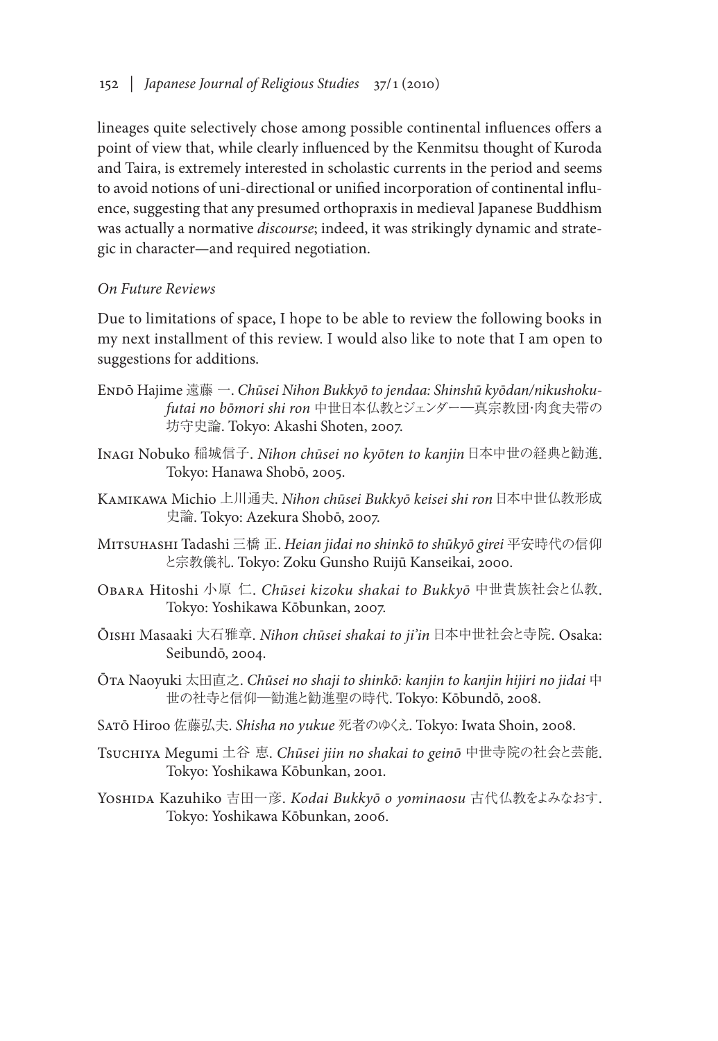lineages quite selectively chose among possible continental influences offers a point of view that, while clearly influenced by the Kenmitsu thought of Kuroda and Taira, is extremely interested in scholastic currents in the period and seems to avoid notions of uni-directional or unified incorporation of continental influence, suggesting that any presumed orthopraxis in medieval Japanese Buddhism was actually a normative *discourse*; indeed, it was strikingly dynamic and strategic in character—and required negotiation.

*On Future Reviews*

Due to limitations of space, I hope to be able to review the following books in my next installment of this review. I would also like to note that I am open to suggestions for additions.

Endō Hajime 遠藤 一. *Chūsei Nihon Bukkyō to jendaa: Shinshū kyōdan/nikushoku-futai no bōmori shi ron* 中世日本仏教とジェンダー—真宗教団·肉食夫帯の坊守史論. Tokyo: Akashi Shoten, 2007.

Inagi Nobuko 稲城信子. *Nihon chūsei no kyōten to kanjin* 日本中世の経典と勧進. Tokyo: Hanawa Shobō, 2005.

Kamikawa Michio 上川通夫. *Nihon chūsei Bukkyō keisei shi ron* 日本中世仏教形成史論. Tokyo: Azekura Shobō, 2007.

Mitsuhashi Tadashi 三橋 正. *Heian jidai no shinkō to shūkyō girei* 平安時代の信仰と宗教儀礼. Tokyo: Zoku Gunsho Ruijū Kanseikai, 2000.

Obara Hitoshi 小原 仁. *Chūsei kizoku shakai to Bukkyō* 中世貴族社会と仏教. Tokyo: Yoshikawa Kōbunkan, 2007.

Ōishi Masaaki 大石雅章. *Nihon chūsei shakai to ji'in* 日本中世社会と寺院. Osaka: Seibundō, 2004.

Ōta Naoyuki 太田直之. *Chūsei no shaji to shinkō: kanjin to kanjin hijiri no jidai* 中世の社寺と信仰—勧進と勧進聖の時代. Tokyo: Kōbundō, 2008.

Satō Hiroo 佐藤弘夫. *Shisha no yukue* 死者のゆくえ. Tokyo: Iwata Shoin, 2008.

Tsuchiya Megumi 土谷 恵. *Chūsei jiin no shakai to geinō* 中世寺院の社会と芸能. Tokyo: Yoshikawa Kōbunkan, 2001.

Yoshida Kazuhiko 吉田一彦. *Kodai Bukkyō o yominaosu* 古代仏教をよみなおす. Tokyo: Yoshikawa Kōbunkan, 2006.